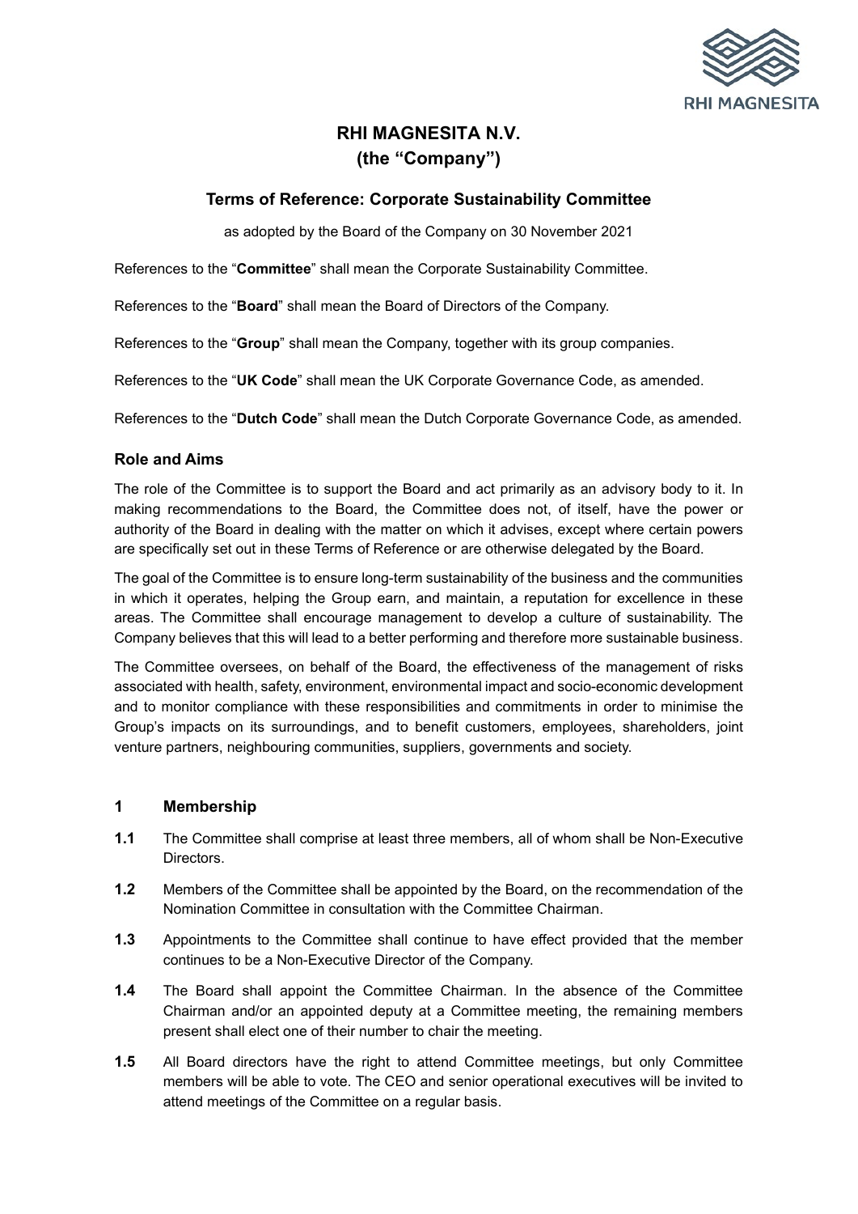# RHI MAGNESITA N.V.
# (the "Company")

## Terms of Reference: Corporate Sustainability Committee

as adopted by the Board of the Company on 30 November 2021

References to the "**Committee**" shall mean the Corporate Sustainability Committee.

References to the "**Board**" shall mean the Board of Directors of the Company.

References to the "**Group**" shall mean the Company, together with its group companies.

References to the "**UK Code**" shall mean the UK Corporate Governance Code, as amended.

References to the "**Dutch Code**" shall mean the Dutch Corporate Governance Code, as amended.

### Role and Aims

The role of the Committee is to support the Board and act primarily as an advisory body to it. In making recommendations to the Board, the Committee does not, of itself, have the power or authority of the Board in dealing with the matter on which it advises, except where certain powers are specifically set out in these Terms of Reference or are otherwise delegated by the Board.

The goal of the Committee is to ensure long-term sustainability of the business and the communities in which it operates, helping the Group earn, and maintain, a reputation for excellence in these areas. The Committee shall encourage management to develop a culture of sustainability. The Company believes that this will lead to a better performing and therefore more sustainable business.

The Committee oversees, on behalf of the Board, the effectiveness of the management of risks associated with health, safety, environment, environmental impact and socio-economic development and to monitor compliance with these responsibilities and commitments in order to minimise the Group's impacts on its surroundings, and to benefit customers, employees, shareholders, joint venture partners, neighbouring communities, suppliers, governments and society.

### 1 Membership

**1.1** The Committee shall comprise at least three members, all of whom shall be Non-Executive Directors.

**1.2** Members of the Committee shall be appointed by the Board, on the recommendation of the Nomination Committee in consultation with the Committee Chairman.

**1.3** Appointments to the Committee shall continue to have effect provided that the member continues to be a Non-Executive Director of the Company.

**1.4** The Board shall appoint the Committee Chairman. In the absence of the Committee Chairman and/or an appointed deputy at a Committee meeting, the remaining members present shall elect one of their number to chair the meeting.

**1.5** All Board directors have the right to attend Committee meetings, but only Committee members will be able to vote. The CEO and senior operational executives will be invited to attend meetings of the Committee on a regular basis.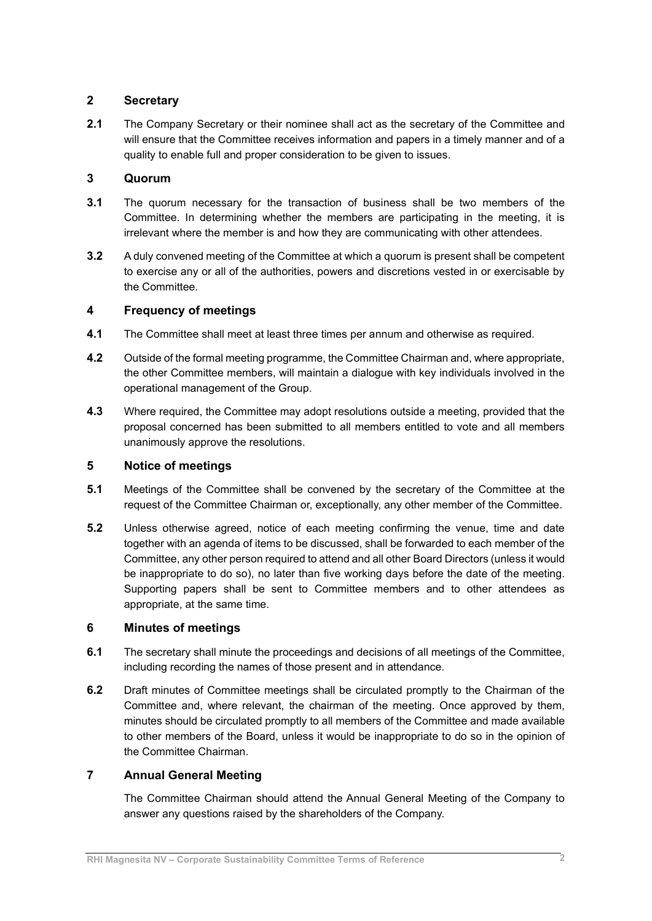## 2 Secretary

**2.1** The Company Secretary or their nominee shall act as the secretary of the Committee and will ensure that the Committee receives information and papers in a timely manner and of a quality to enable full and proper consideration to be given to issues.

## 3 Quorum

**3.1** The quorum necessary for the transaction of business shall be two members of the Committee. In determining whether the members are participating in the meeting, it is irrelevant where the member is and how they are communicating with other attendees.

**3.2** A duly convened meeting of the Committee at which a quorum is present shall be competent to exercise any or all of the authorities, powers and discretions vested in or exercisable by the Committee.

## 4 Frequency of meetings

**4.1** The Committee shall meet at least three times per annum and otherwise as required.

**4.2** Outside of the formal meeting programme, the Committee Chairman and, where appropriate, the other Committee members, will maintain a dialogue with key individuals involved in the operational management of the Group.

**4.3** Where required, the Committee may adopt resolutions outside a meeting, provided that the proposal concerned has been submitted to all members entitled to vote and all members unanimously approve the resolutions.

## 5 Notice of meetings

**5.1** Meetings of the Committee shall be convened by the secretary of the Committee at the request of the Committee Chairman or, exceptionally, any other member of the Committee.

**5.2** Unless otherwise agreed, notice of each meeting confirming the venue, time and date together with an agenda of items to be discussed, shall be forwarded to each member of the Committee, any other person required to attend and all other Board Directors (unless it would be inappropriate to do so), no later than five working days before the date of the meeting. Supporting papers shall be sent to Committee members and to other attendees as appropriate, at the same time.

## 6 Minutes of meetings

**6.1** The secretary shall minute the proceedings and decisions of all meetings of the Committee, including recording the names of those present and in attendance.

**6.2** Draft minutes of Committee meetings shall be circulated promptly to the Chairman of the Committee and, where relevant, the chairman of the meeting. Once approved by them, minutes should be circulated promptly to all members of the Committee and made available to other members of the Board, unless it would be inappropriate to do so in the opinion of the Committee Chairman.

## 7 Annual General Meeting

The Committee Chairman should attend the Annual General Meeting of the Company to answer any questions raised by the shareholders of the Company.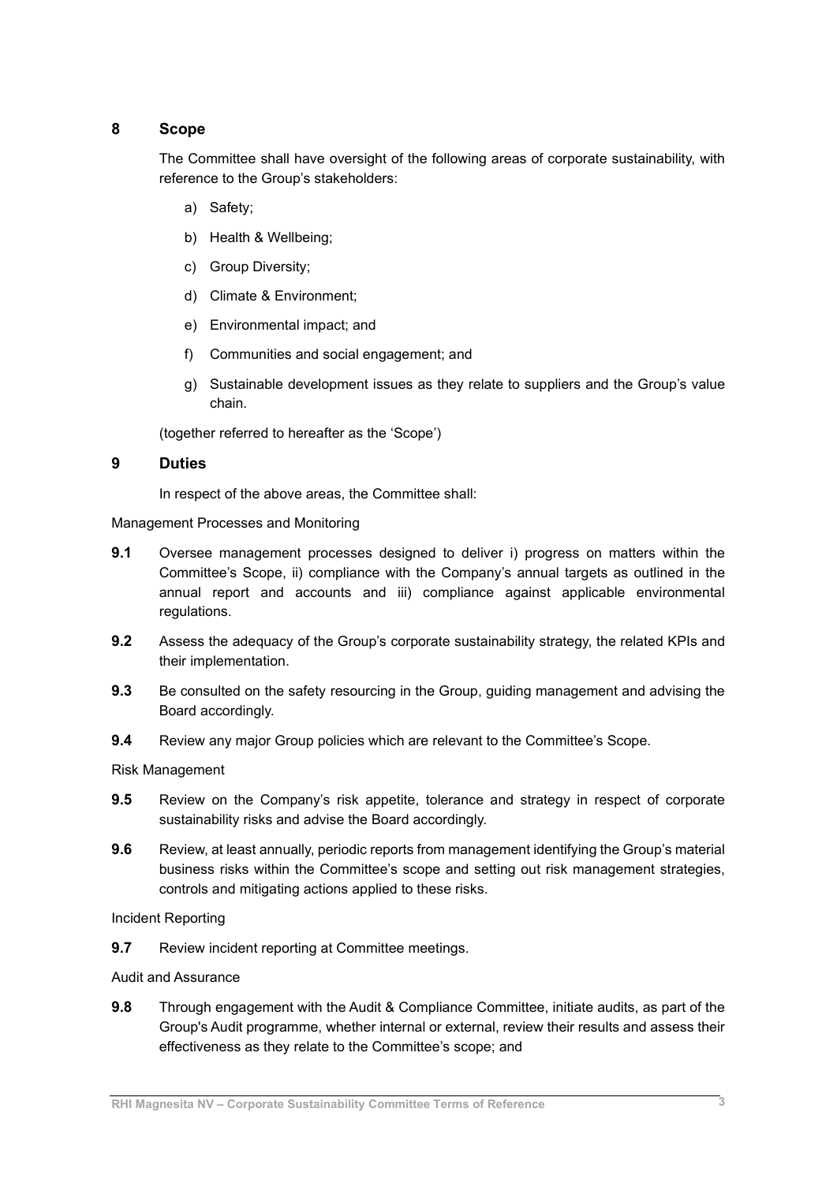## 8 Scope

The Committee shall have oversight of the following areas of corporate sustainability, with reference to the Group's stakeholders:

a) Safety;

b) Health & Wellbeing;

c) Group Diversity;

d) Climate & Environment;

e) Environmental impact; and

f) Communities and social engagement; and

g) Sustainable development issues as they relate to suppliers and the Group's value chain.

(together referred to hereafter as the 'Scope')

## 9 Duties

In respect of the above areas, the Committee shall:

Management Processes and Monitoring

**9.1** Oversee management processes designed to deliver i) progress on matters within the Committee's Scope, ii) compliance with the Company's annual targets as outlined in the annual report and accounts and iii) compliance against applicable environmental regulations.

**9.2** Assess the adequacy of the Group's corporate sustainability strategy, the related KPIs and their implementation.

**9.3** Be consulted on the safety resourcing in the Group, guiding management and advising the Board accordingly.

**9.4** Review any major Group policies which are relevant to the Committee's Scope.

Risk Management

**9.5** Review on the Company's risk appetite, tolerance and strategy in respect of corporate sustainability risks and advise the Board accordingly.

**9.6** Review, at least annually, periodic reports from management identifying the Group's material business risks within the Committee's scope and setting out risk management strategies, controls and mitigating actions applied to these risks.

Incident Reporting

**9.7** Review incident reporting at Committee meetings.

Audit and Assurance

**9.8** Through engagement with the Audit & Compliance Committee, initiate audits, as part of the Group's Audit programme, whether internal or external, review their results and assess their effectiveness as they relate to the Committee's scope; and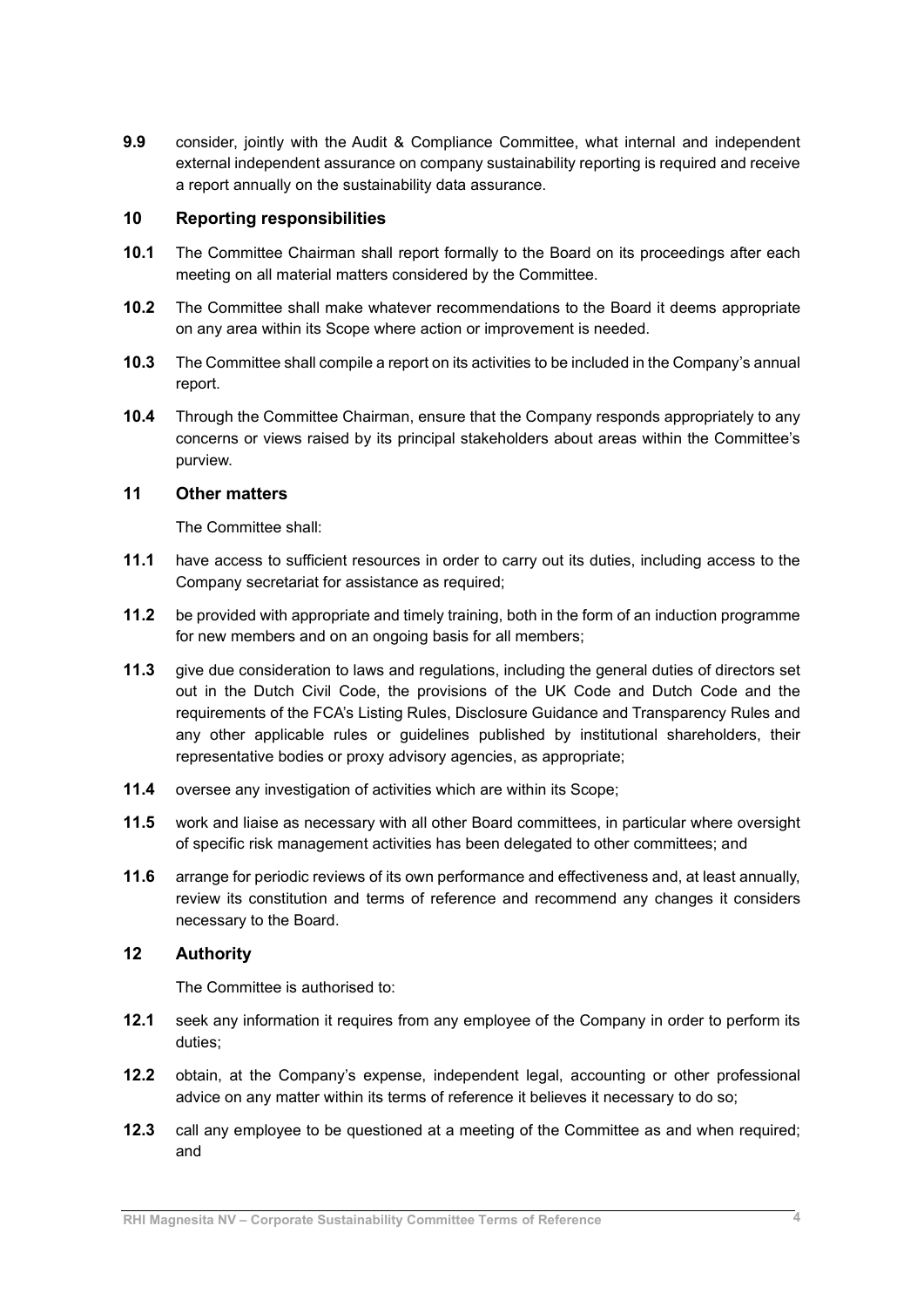**9.9** consider, jointly with the Audit & Compliance Committee, what internal and independent external independent assurance on company sustainability reporting is required and receive a report annually on the sustainability data assurance.

## 10 Reporting responsibilities

**10.1** The Committee Chairman shall report formally to the Board on its proceedings after each meeting on all material matters considered by the Committee.

**10.2** The Committee shall make whatever recommendations to the Board it deems appropriate on any area within its Scope where action or improvement is needed.

**10.3** The Committee shall compile a report on its activities to be included in the Company's annual report.

**10.4** Through the Committee Chairman, ensure that the Company responds appropriately to any concerns or views raised by its principal stakeholders about areas within the Committee's purview.

## 11 Other matters

The Committee shall:

**11.1** have access to sufficient resources in order to carry out its duties, including access to the Company secretariat for assistance as required;

**11.2** be provided with appropriate and timely training, both in the form of an induction programme for new members and on an ongoing basis for all members;

**11.3** give due consideration to laws and regulations, including the general duties of directors set out in the Dutch Civil Code, the provisions of the UK Code and Dutch Code and the requirements of the FCA's Listing Rules, Disclosure Guidance and Transparency Rules and any other applicable rules or guidelines published by institutional shareholders, their representative bodies or proxy advisory agencies, as appropriate;

**11.4** oversee any investigation of activities which are within its Scope;

**11.5** work and liaise as necessary with all other Board committees, in particular where oversight of specific risk management activities has been delegated to other committees; and

**11.6** arrange for periodic reviews of its own performance and effectiveness and, at least annually, review its constitution and terms of reference and recommend any changes it considers necessary to the Board.

## 12 Authority

The Committee is authorised to:

**12.1** seek any information it requires from any employee of the Company in order to perform its duties;

**12.2** obtain, at the Company's expense, independent legal, accounting or other professional advice on any matter within its terms of reference it believes it necessary to do so;

**12.3** call any employee to be questioned at a meeting of the Committee as and when required; and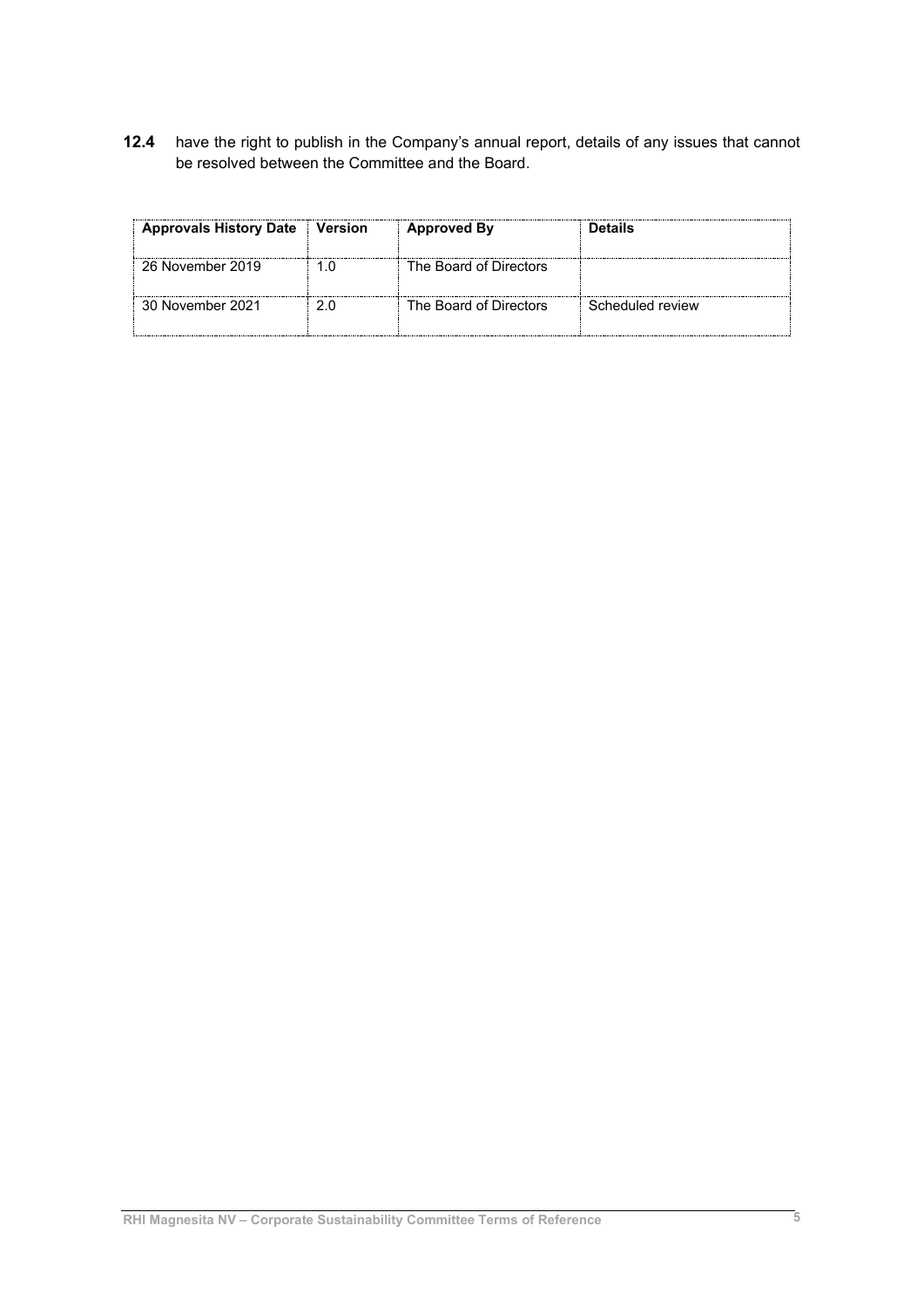**12.4** have the right to publish in the Company's annual report, details of any issues that cannot be resolved between the Committee and the Board.

| Approvals History Date | Version | Approved By | Details |
|---|---|---|---|
| 26 November 2019 | 1.0 | The Board of Directors | |
| 30 November 2021 | 2.0 | The Board of Directors | Scheduled review |